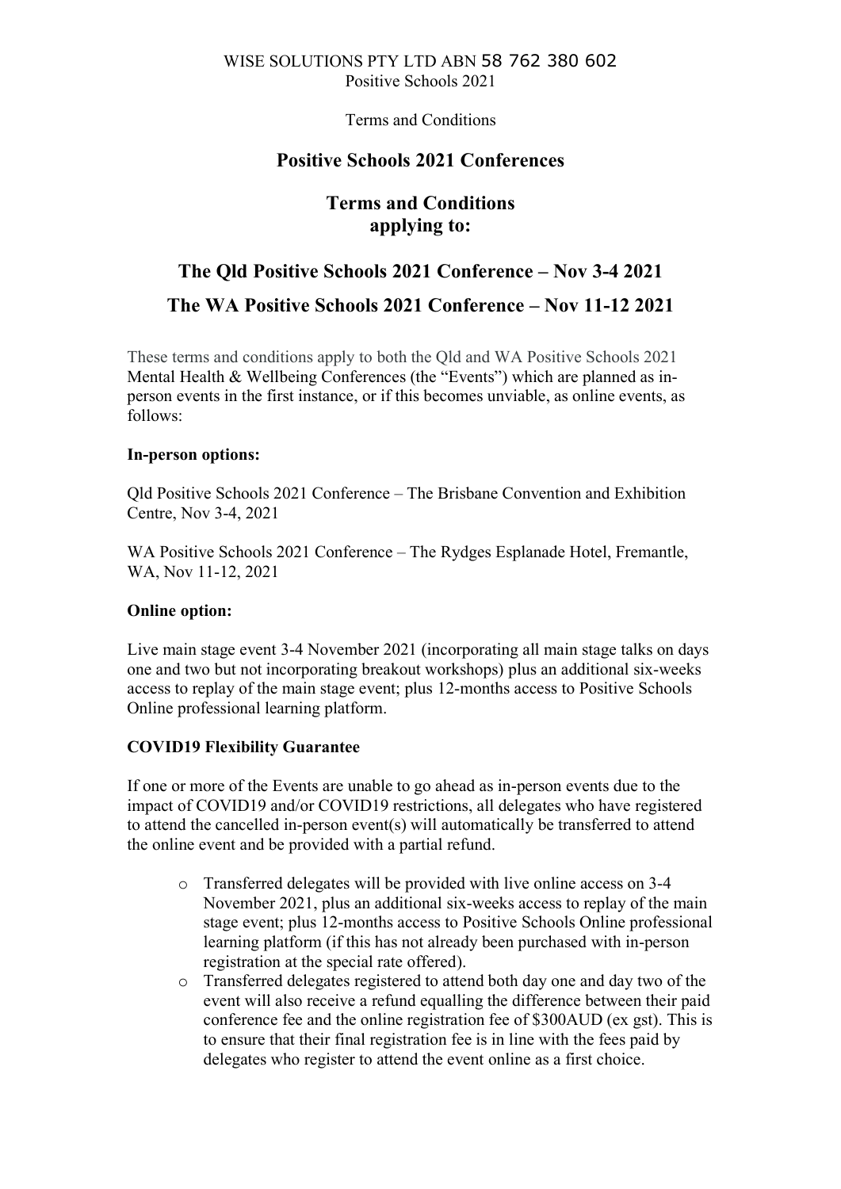WISE SOLUTIONS PTY LTD ABN 58 762 380 602
Positive Schools 2021

Terms and Conditions

# Positive Schools 2021 Conferences

## Terms and Conditions applying to:

## The Qld Positive Schools 2021 Conference – Nov 3-4 2021

## The WA Positive Schools 2021 Conference – Nov 11-12 2021

These terms and conditions apply to both the Qld and WA Positive Schools 2021 Mental Health & Wellbeing Conferences (the "Events") which are planned as in-person events in the first instance, or if this becomes unviable, as online events, as follows:

**In-person options:**

Qld Positive Schools 2021 Conference – The Brisbane Convention and Exhibition Centre, Nov 3-4, 2021

WA Positive Schools 2021 Conference – The Rydges Esplanade Hotel, Fremantle, WA, Nov 11-12, 2021

**Online option:**

Live main stage event 3-4 November 2021 (incorporating all main stage talks on days one and two but not incorporating breakout workshops) plus an additional six-weeks access to replay of the main stage event; plus 12-months access to Positive Schools Online professional learning platform.

**COVID19 Flexibility Guarantee**

If one or more of the Events are unable to go ahead as in-person events due to the impact of COVID19 and/or COVID19 restrictions, all delegates who have registered to attend the cancelled in-person event(s) will automatically be transferred to attend the online event and be provided with a partial refund.

- Transferred delegates will be provided with live online access on 3-4 November 2021, plus an additional six-weeks access to replay of the main stage event; plus 12-months access to Positive Schools Online professional learning platform (if this has not already been purchased with in-person registration at the special rate offered).
- Transferred delegates registered to attend both day one and day two of the event will also receive a refund equalling the difference between their paid conference fee and the online registration fee of $300AUD (ex gst). This is to ensure that their final registration fee is in line with the fees paid by delegates who register to attend the event online as a first choice.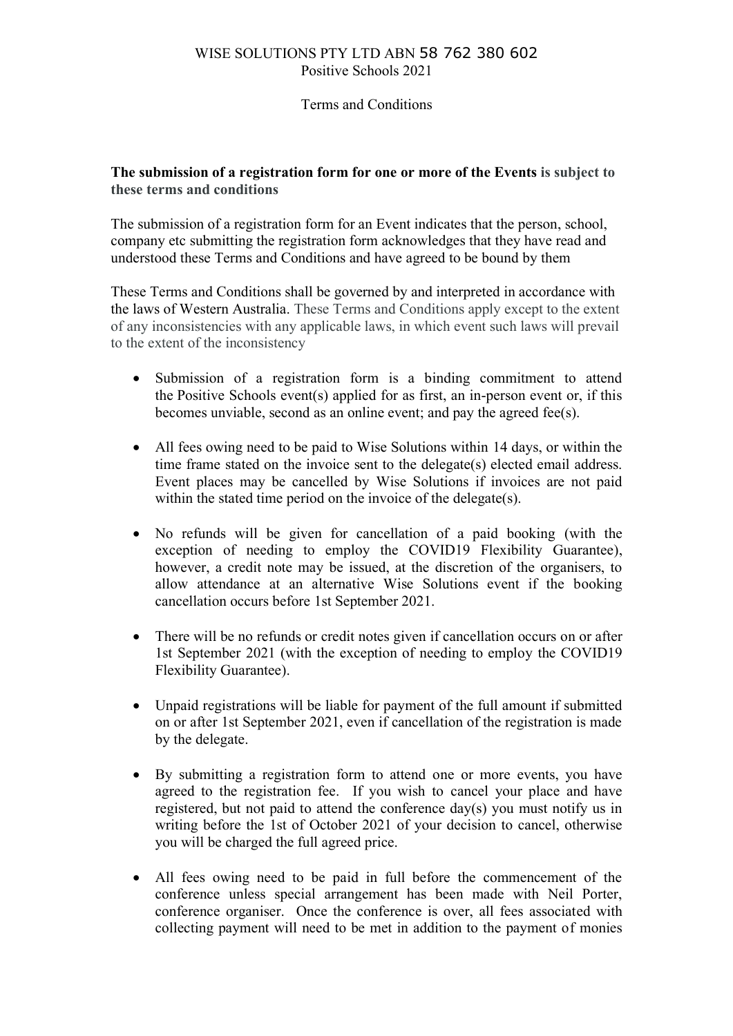WISE SOLUTIONS PTY LTD ABN 58 762 380 602
Positive Schools 2021

Terms and Conditions

**The submission of a registration form for one or more of the Events is subject to these terms and conditions**

The submission of a registration form for an Event indicates that the person, school, company etc submitting the registration form acknowledges that they have read and understood these Terms and Conditions and have agreed to be bound by them

These Terms and Conditions shall be governed by and interpreted in accordance with the laws of Western Australia. These Terms and Conditions apply except to the extent of any inconsistencies with any applicable laws, in which event such laws will prevail to the extent of the inconsistency

- Submission of a registration form is a binding commitment to attend the Positive Schools event(s) applied for as first, an in-person event or, if this becomes unviable, second as an online event; and pay the agreed fee(s).
- All fees owing need to be paid to Wise Solutions within 14 days, or within the time frame stated on the invoice sent to the delegate(s) elected email address. Event places may be cancelled by Wise Solutions if invoices are not paid within the stated time period on the invoice of the delegate(s).
- No refunds will be given for cancellation of a paid booking (with the exception of needing to employ the COVID19 Flexibility Guarantee), however, a credit note may be issued, at the discretion of the organisers, to allow attendance at an alternative Wise Solutions event if the booking cancellation occurs before 1st September 2021.
- There will be no refunds or credit notes given if cancellation occurs on or after 1st September 2021 (with the exception of needing to employ the COVID19 Flexibility Guarantee).
- Unpaid registrations will be liable for payment of the full amount if submitted on or after 1st September 2021, even if cancellation of the registration is made by the delegate.
- By submitting a registration form to attend one or more events, you have agreed to the registration fee. If you wish to cancel your place and have registered, but not paid to attend the conference day(s) you must notify us in writing before the 1st of October 2021 of your decision to cancel, otherwise you will be charged the full agreed price.
- All fees owing need to be paid in full before the commencement of the conference unless special arrangement has been made with Neil Porter, conference organiser. Once the conference is over, all fees associated with collecting payment will need to be met in addition to the payment of monies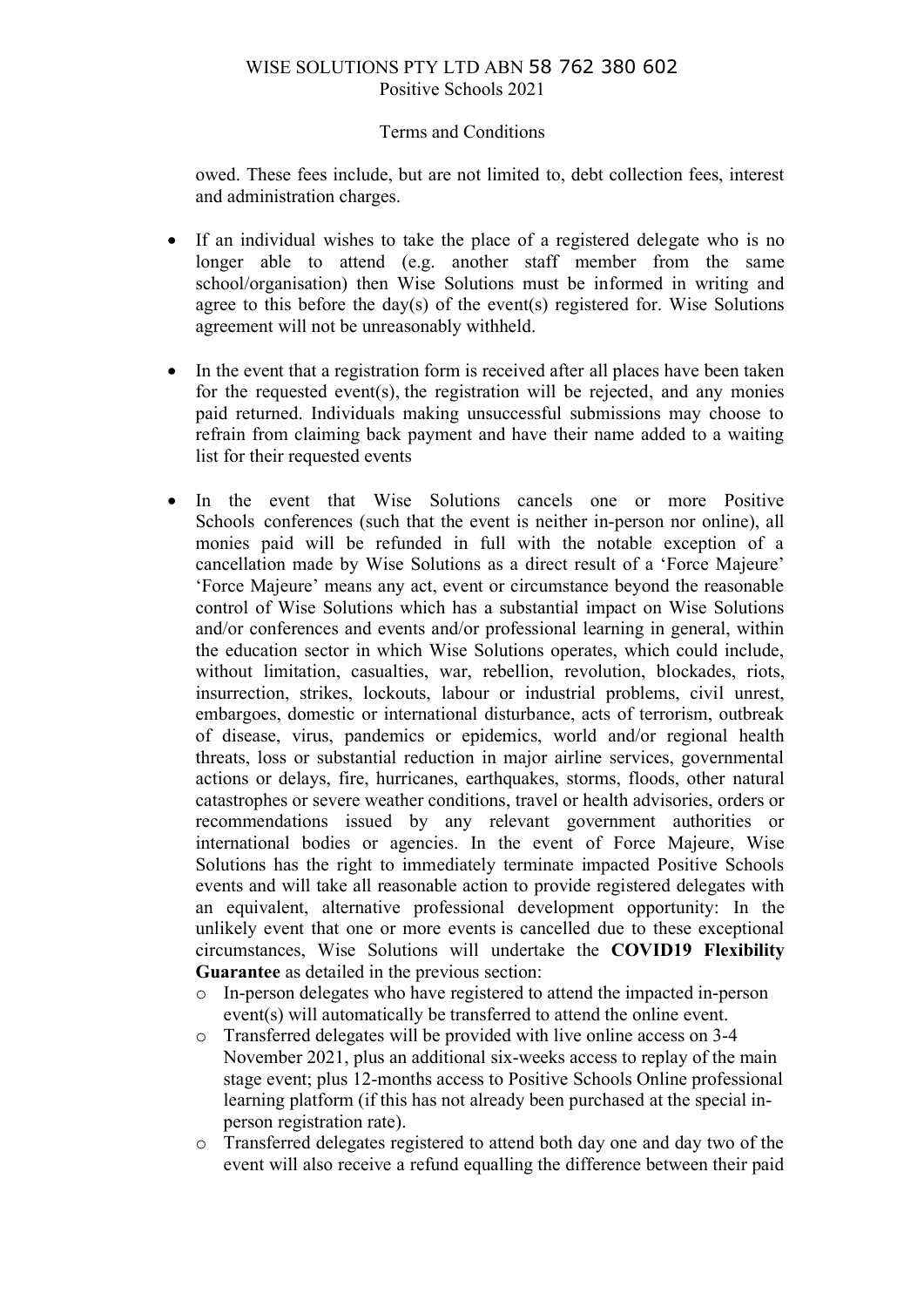owed. These fees include, but are not limited to, debt collection fees, interest and administration charges.

- If an individual wishes to take the place of a registered delegate who is no longer able to attend (e.g. another staff member from the same school/organisation) then Wise Solutions must be informed in writing and agree to this before the day(s) of the event(s) registered for. Wise Solutions agreement will not be unreasonably withheld.

- In the event that a registration form is received after all places have been taken for the requested event(s), the registration will be rejected, and any monies paid returned. Individuals making unsuccessful submissions may choose to refrain from claiming back payment and have their name added to a waiting list for their requested events

- In the event that Wise Solutions cancels one or more Positive Schools conferences (such that the event is neither in-person nor online), all monies paid will be refunded in full with the notable exception of a cancellation made by Wise Solutions as a direct result of a 'Force Majeure' 'Force Majeure' means any act, event or circumstance beyond the reasonable control of Wise Solutions which has a substantial impact on Wise Solutions and/or conferences and events and/or professional learning in general, within the education sector in which Wise Solutions operates, which could include, without limitation, casualties, war, rebellion, revolution, blockades, riots, insurrection, strikes, lockouts, labour or industrial problems, civil unrest, embargoes, domestic or international disturbance, acts of terrorism, outbreak of disease, virus, pandemics or epidemics, world and/or regional health threats, loss or substantial reduction in major airline services, governmental actions or delays, fire, hurricanes, earthquakes, storms, floods, other natural catastrophes or severe weather conditions, travel or health advisories, orders or recommendations issued by any relevant government authorities or international bodies or agencies. In the event of Force Majeure, Wise Solutions has the right to immediately terminate impacted Positive Schools events and will take all reasonable action to provide registered delegates with an equivalent, alternative professional development opportunity: In the unlikely event that one or more events is cancelled due to these exceptional circumstances, Wise Solutions will undertake the **COVID19 Flexibility Guarantee** as detailed in the previous section:
  - In-person delegates who have registered to attend the impacted in-person event(s) will automatically be transferred to attend the online event.
  - Transferred delegates will be provided with live online access on 3-4 November 2021, plus an additional six-weeks access to replay of the main stage event; plus 12-months access to Positive Schools Online professional learning platform (if this has not already been purchased at the special in-person registration rate).
  - Transferred delegates registered to attend both day one and day two of the event will also receive a refund equalling the difference between their paid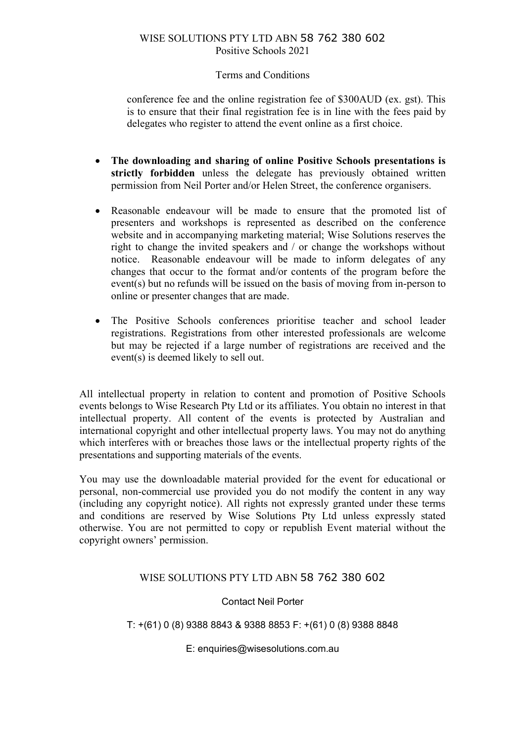conference fee and the online registration fee of $300AUD (ex. gst). This is to ensure that their final registration fee is in line with the fees paid by delegates who register to attend the event online as a first choice.

- **The downloading and sharing of online Positive Schools presentations is strictly forbidden** unless the delegate has previously obtained written permission from Neil Porter and/or Helen Street, the conference organisers.
- Reasonable endeavour will be made to ensure that the promoted list of presenters and workshops is represented as described on the conference website and in accompanying marketing material; Wise Solutions reserves the right to change the invited speakers and / or change the workshops without notice. Reasonable endeavour will be made to inform delegates of any changes that occur to the format and/or contents of the program before the event(s) but no refunds will be issued on the basis of moving from in-person to online or presenter changes that are made.
- The Positive Schools conferences prioritise teacher and school leader registrations. Registrations from other interested professionals are welcome but may be rejected if a large number of registrations are received and the event(s) is deemed likely to sell out.

All intellectual property in relation to content and promotion of Positive Schools events belongs to Wise Research Pty Ltd or its affiliates. You obtain no interest in that intellectual property. All content of the events is protected by Australian and international copyright and other intellectual property laws. You may not do anything which interferes with or breaches those laws or the intellectual property rights of the presentations and supporting materials of the events.

You may use the downloadable material provided for the event for educational or personal, non-commercial use provided you do not modify the content in any way (including any copyright notice). All rights not expressly granted under these terms and conditions are reserved by Wise Solutions Pty Ltd unless expressly stated otherwise. You are not permitted to copy or republish Event material without the copyright owners' permission.

WISE SOLUTIONS PTY LTD ABN 58 762 380 602

Contact Neil Porter

T: +(61) 0 (8) 9388 8843 & 9388 8853 F: +(61) 0 (8) 9388 8848

E: enquiries@wisesolutions.com.au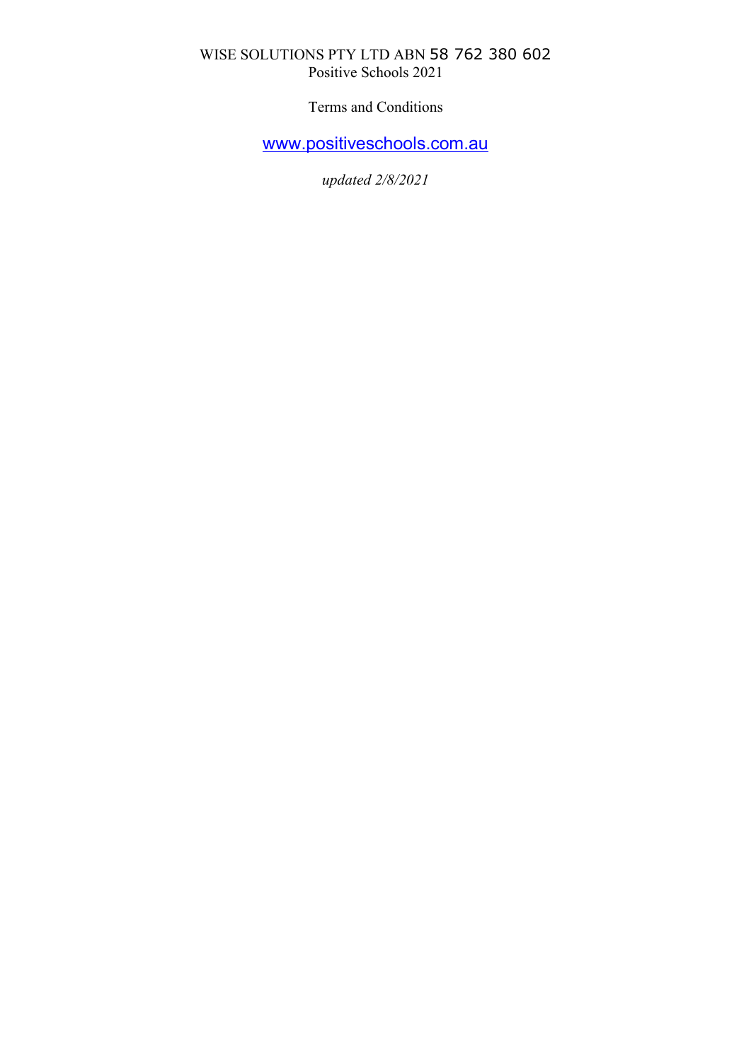WISE SOLUTIONS PTY LTD ABN 58 762 380 602
Positive Schools 2021

Terms and Conditions

www.positiveschools.com.au

*updated 2/8/2021*